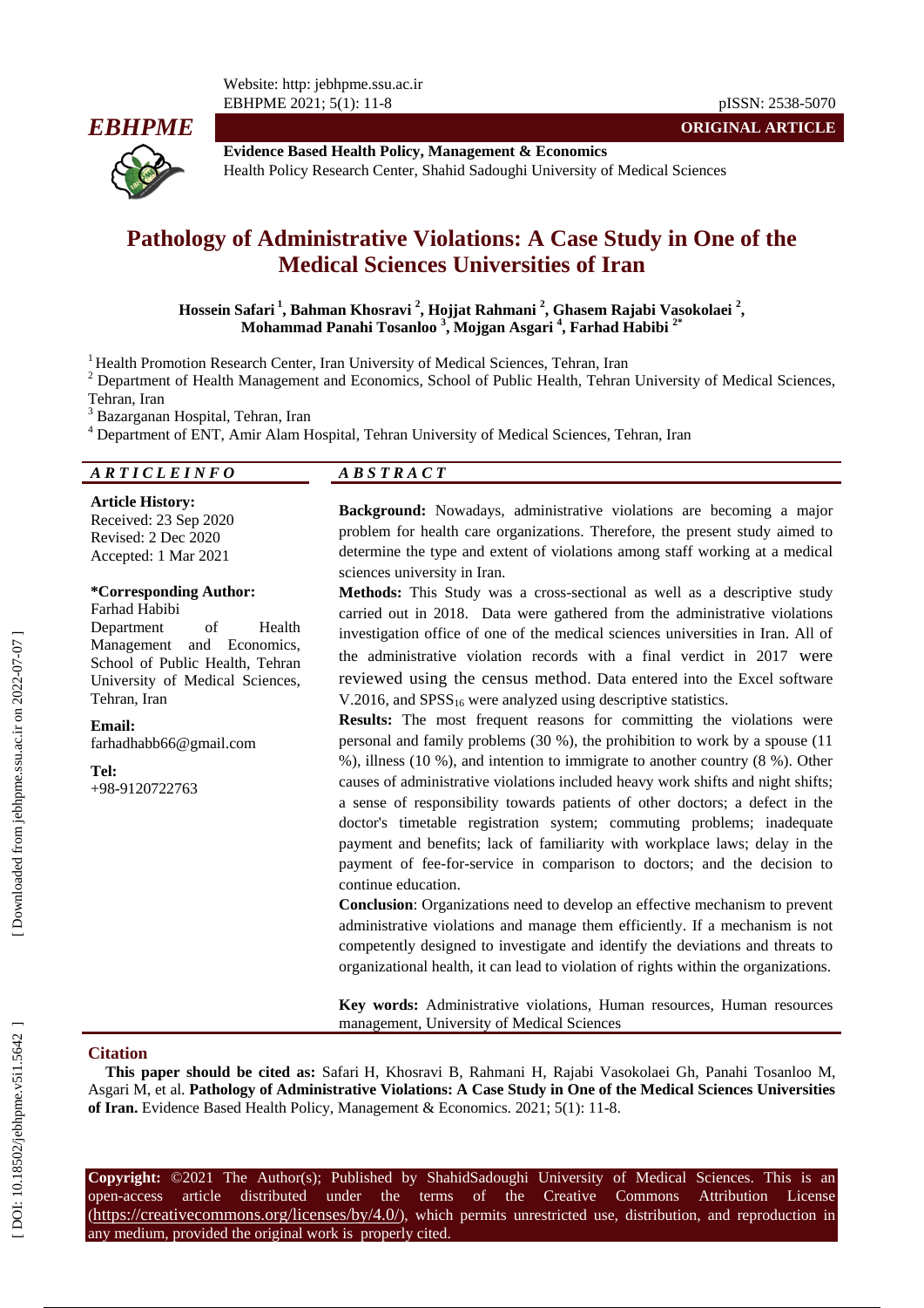ORIGINAL ARTICLE

**Evidence Based Health Policy, Management & Economics**
Health Policy Research Center, Shahid Sadoughi University of Medical Sciences

# Pathology of Administrative Violations: A Case Study in One of the Medical Sciences Universities of Iran

**Hossein Safari [1], Bahman Khosravi [2], Hojjat Rahmani [2], Ghasem Rajabi Vasokolaei [2], Mohammad Panahi Tosanloo [3], Mojgan Asgari [4], Farhad Habibi [2*]**

[1] Health Promotion Research Center, Iran University of Medical Sciences, Tehran, Iran
[2] Department of Health Management and Economics, School of Public Health, Tehran University of Medical Sciences, Tehran, Iran
[3] Bazarganan Hospital, Tehran, Iran
[4] Department of ENT, Amir Alam Hospital, Tehran University of Medical Sciences, Tehran, Iran

## ARTICLE INFO

**Article History:**
Received: 23 Sep 2020
Revised: 2 Dec 2020
Accepted: 1 Mar 2021

**\*Corresponding Author:**
Farhad Habibi
Department of Health Management and Economics, School of Public Health, Tehran University of Medical Sciences, Tehran, Iran

**Email:**
farhadhabb66@gmail.com

**Tel:**
+98-9120722763

## ABSTRACT

**Background:** Nowadays, administrative violations are becoming a major problem for health care organizations. Therefore, the present study aimed to determine the type and extent of violations among staff working at a medical sciences university in Iran.

**Methods:** This Study was a cross-sectional as well as a descriptive study carried out in 2018. Data were gathered from the administrative violations investigation office of one of the medical sciences universities in Iran. All of the administrative violation records with a final verdict in 2017 were reviewed using the census method. Data entered into the Excel software V.2016, and $SPSS_{16}$ were analyzed using descriptive statistics.

**Results:** The most frequent reasons for committing the violations were personal and family problems (30 %), the prohibition to work by a spouse (11 %), illness (10 %), and intention to immigrate to another country (8 %). Other causes of administrative violations included heavy work shifts and night shifts; a sense of responsibility towards patients of other doctors; a defect in the doctor's timetable registration system; commuting problems; inadequate payment and benefits; lack of familiarity with workplace laws; delay in the payment of fee-for-service in comparison to doctors; and the decision to continue education.

**Conclusion**: Organizations need to develop an effective mechanism to prevent administrative violations and manage them efficiently. If a mechanism is not competently designed to investigate and identify the deviations and threats to organizational health, it can lead to violation of rights within the organizations.

**Key words:** Administrative violations, Human resources, Human resources management, University of Medical Sciences

## Citation

**This paper should be cited as:** Safari H, Khosravi B, Rahmani H, Rajabi Vasokolaei Gh, Panahi Tosanloo M, Asgari M, et al. **Pathology of Administrative Violations: A Case Study in One of the Medical Sciences Universities of Iran.** Evidence Based Health Policy, Management & Economics. 2021; 5(1): 11-8.

**Copyright:** ©2021 The Author(s); Published by ShahidSadoughi University of Medical Sciences. This is an open-access article distributed under the terms of the Creative Commons Attribution License (https://creativecommons.org/licenses/by/4.0/), which permits unrestricted use, distribution, and reproduction in any medium, provided the original work is properly cited.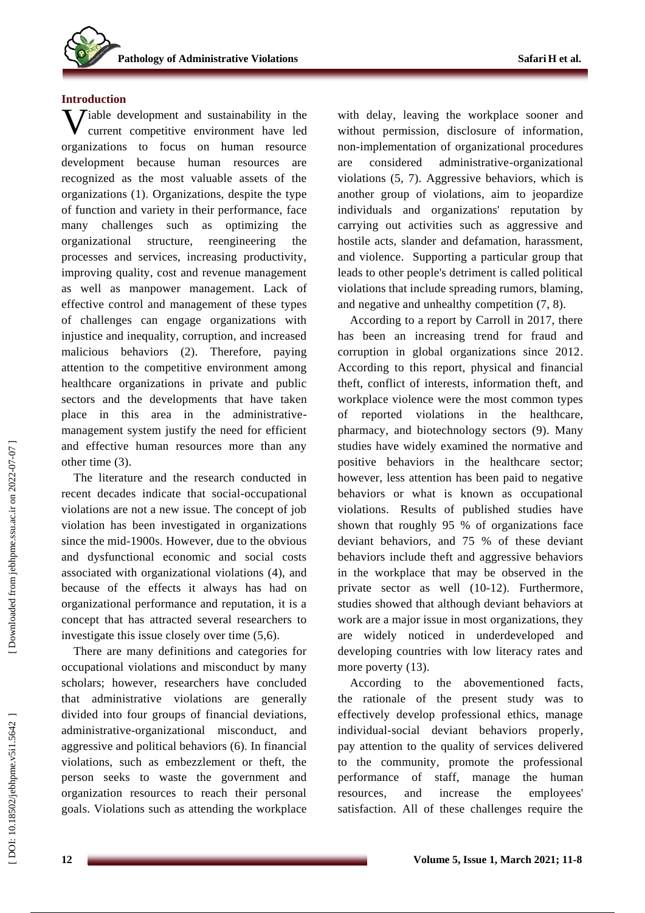## Introduction

Viable development and sustainability in the current competitive environment have led organizations to focus on human resource development because human resources are recognized as the most valuable assets of the organizations (1). Organizations, despite the type of function and variety in their performance, face many challenges such as optimizing the organizational structure, reengineering the processes and services, increasing productivity, improving quality, cost and revenue management as well as manpower management. Lack of effective control and management of these types of challenges can engage organizations with injustice and inequality, corruption, and increased malicious behaviors (2). Therefore, paying attention to the competitive environment among healthcare organizations in private and public sectors and the developments that have taken place in this area in the administrative-management system justify the need for efficient and effective human resources more than any other time (3).

The literature and the research conducted in recent decades indicate that social-occupational violations are not a new issue. The concept of job violation has been investigated in organizations since the mid-1900s. However, due to the obvious and dysfunctional economic and social costs associated with organizational violations (4), and because of the effects it always has had on organizational performance and reputation, it is a concept that has attracted several researchers to investigate this issue closely over time (5,6).

There are many definitions and categories for occupational violations and misconduct by many scholars; however, researchers have concluded that administrative violations are generally divided into four groups of financial deviations, administrative-organizational misconduct, and aggressive and political behaviors (6). In financial violations, such as embezzlement or theft, the person seeks to waste the government and organization resources to reach their personal goals. Violations such as attending the workplace with delay, leaving the workplace sooner and without permission, disclosure of information, non-implementation of organizational procedures are considered administrative-organizational violations (5, 7). Aggressive behaviors, which is another group of violations, aim to jeopardize individuals and organizations' reputation by carrying out activities such as aggressive and hostile acts, slander and defamation, harassment, and violence. Supporting a particular group that leads to other people's detriment is called political violations that include spreading rumors, blaming, and negative and unhealthy competition (7, 8).

According to a report by Carroll in 2017, there has been an increasing trend for fraud and corruption in global organizations since 2012. According to this report, physical and financial theft, conflict of interests, information theft, and workplace violence were the most common types of reported violations in the healthcare, pharmacy, and biotechnology sectors (9). Many studies have widely examined the normative and positive behaviors in the healthcare sector; however, less attention has been paid to negative behaviors or what is known as occupational violations. Results of published studies have shown that roughly 95 % of organizations face deviant behaviors, and 75 % of these deviant behaviors include theft and aggressive behaviors in the workplace that may be observed in the private sector as well (10-12). Furthermore, studies showed that although deviant behaviors at work are a major issue in most organizations, they are widely noticed in underdeveloped and developing countries with low literacy rates and more poverty (13).

According to the abovementioned facts, the rationale of the present study was to effectively develop professional ethics, manage individual-social deviant behaviors properly, pay attention to the quality of services delivered to the community, promote the professional performance of staff, manage the human resources, and increase the employees' satisfaction. All of these challenges require the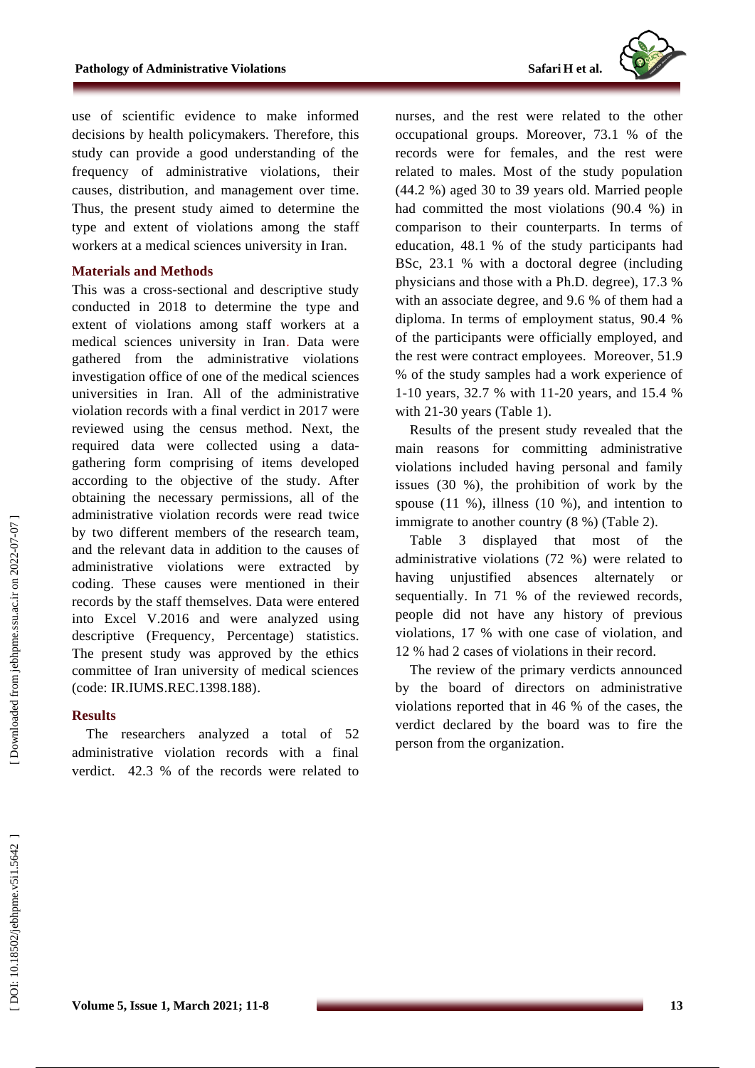use of scientific evidence to make informed decisions by health policymakers. Therefore, this study can provide a good understanding of the frequency of administrative violations, their causes, distribution, and management over time. Thus, the present study aimed to determine the type and extent of violations among the staff workers at a medical sciences university in Iran.

## Materials and Methods

This was a cross-sectional and descriptive study conducted in 2018 to determine the type and extent of violations among staff workers at a medical sciences university in Iran. Data were gathered from the administrative violations investigation office of one of the medical sciences universities in Iran. All of the administrative violation records with a final verdict in 2017 were reviewed using the census method. Next, the required data were collected using a data-gathering form comprising of items developed according to the objective of the study. After obtaining the necessary permissions, all of the administrative violation records were read twice by two different members of the research team, and the relevant data in addition to the causes of administrative violations were extracted by coding. These causes were mentioned in their records by the staff themselves. Data were entered into Excel V.2016 and were analyzed using descriptive (Frequency, Percentage) statistics. The present study was approved by the ethics committee of Iran university of medical sciences (code: IR.IUMS.REC.1398.188).

## Results

The researchers analyzed a total of 52 administrative violation records with a final verdict. 42.3 % of the records were related to nurses, and the rest were related to the other occupational groups. Moreover, 73.1 % of the records were for females, and the rest were related to males. Most of the study population (44.2 %) aged 30 to 39 years old. Married people had committed the most violations (90.4 %) in comparison to their counterparts. In terms of education, 48.1 % of the study participants had BSc, 23.1 % with a doctoral degree (including physicians and those with a Ph.D. degree), 17.3 % with an associate degree, and 9.6 % of them had a diploma. In terms of employment status, 90.4 % of the participants were officially employed, and the rest were contract employees. Moreover, 51.9 % of the study samples had a work experience of 1-10 years, 32.7 % with 11-20 years, and 15.4 % with 21-30 years (Table 1).

Results of the present study revealed that the main reasons for committing administrative violations included having personal and family issues (30 %), the prohibition of work by the spouse (11 %), illness (10 %), and intention to immigrate to another country (8 %) (Table 2).

Table 3 displayed that most of the administrative violations (72 %) were related to having unjustified absences alternately or sequentially. In 71 % of the reviewed records, people did not have any history of previous violations, 17 % with one case of violation, and 12 % had 2 cases of violations in their record.

The review of the primary verdicts announced by the board of directors on administrative violations reported that in 46 % of the cases, the verdict declared by the board was to fire the person from the organization.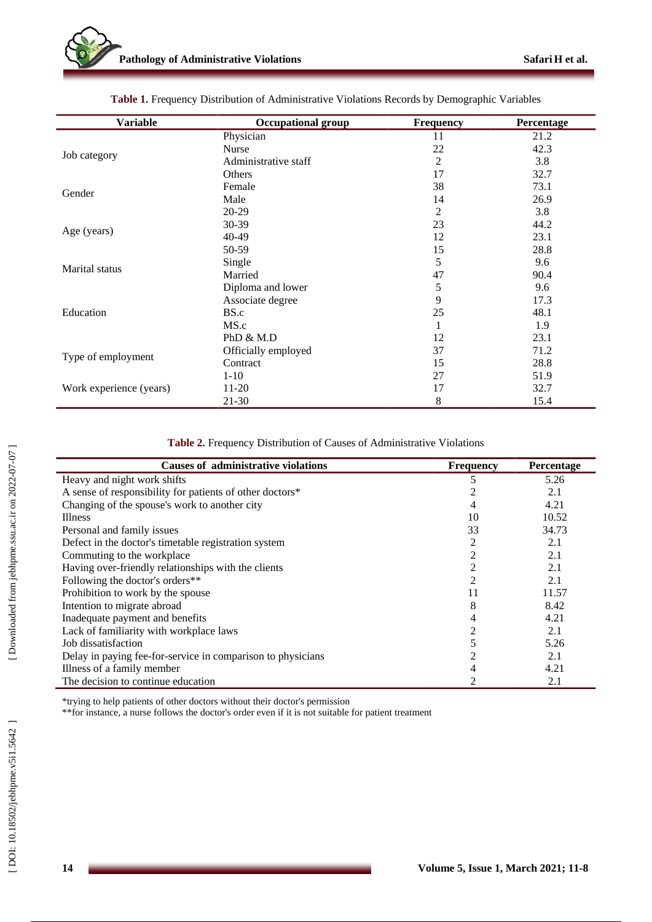**Table 1.** Frequency Distribution of Administrative Violations Records by Demographic Variables

| Variable | Occupational group | Frequency | Percentage |
|---|---|---|---|
| Job category | Physician | 11 | 21.2 |
| | Nurse | 22 | 42.3 |
| | Administrative staff | 2 | 3.8 |
| | Others | 17 | 32.7 |
| Gender | Female | 38 | 73.1 |
| | Male | 14 | 26.9 |
| Age (years) | 20-29 | 2 | 3.8 |
| | 30-39 | 23 | 44.2 |
| | 40-49 | 12 | 23.1 |
| | 50-59 | 15 | 28.8 |
| Marital status | Single | 5 | 9.6 |
| | Married | 47 | 90.4 |
| Education | Diploma and lower | 5 | 9.6 |
| | Associate degree | 9 | 17.3 |
| | BS.c | 25 | 48.1 |
| | MS.c | 1 | 1.9 |
| | PhD & M.D | 12 | 23.1 |
| Type of employment | Officially employed | 37 | 71.2 |
| | Contract | 15 | 28.8 |
| Work experience (years) | 1-10 | 27 | 51.9 |
| | 11-20 | 17 | 32.7 |
| | 21-30 | 8 | 15.4 |

**Table 2.** Frequency Distribution of Causes of Administrative Violations

| Causes of administrative violations | Frequency | Percentage |
|---|---|---|
| Heavy and night work shifts | 5 | 5.26 |
| A sense of responsibility for patients of other doctors* | 2 | 2.1 |
| Changing of the spouse's work to another city | 4 | 4.21 |
| Illness | 10 | 10.52 |
| Personal and family issues | 33 | 34.73 |
| Defect in the doctor's timetable registration system | 2 | 2.1 |
| Commuting to the workplace | 2 | 2.1 |
| Having over-friendly relationships with the clients | 2 | 2.1 |
| Following the doctor's orders** | 2 | 2.1 |
| Prohibition to work by the spouse | 11 | 11.57 |
| Intention to migrate abroad | 8 | 8.42 |
| Inadequate payment and benefits | 4 | 4.21 |
| Lack of familiarity with workplace laws | 2 | 2.1 |
| Job dissatisfaction | 5 | 5.26 |
| Delay in paying fee-for-service in comparison to physicians | 2 | 2.1 |
| Illness of a family member | 4 | 4.21 |
| The decision to continue education | 2 | 2.1 |

*trying to help patients of other doctors without their doctor's permission

**for instance, a nurse follows the doctor's order even if it is not suitable for patient treatment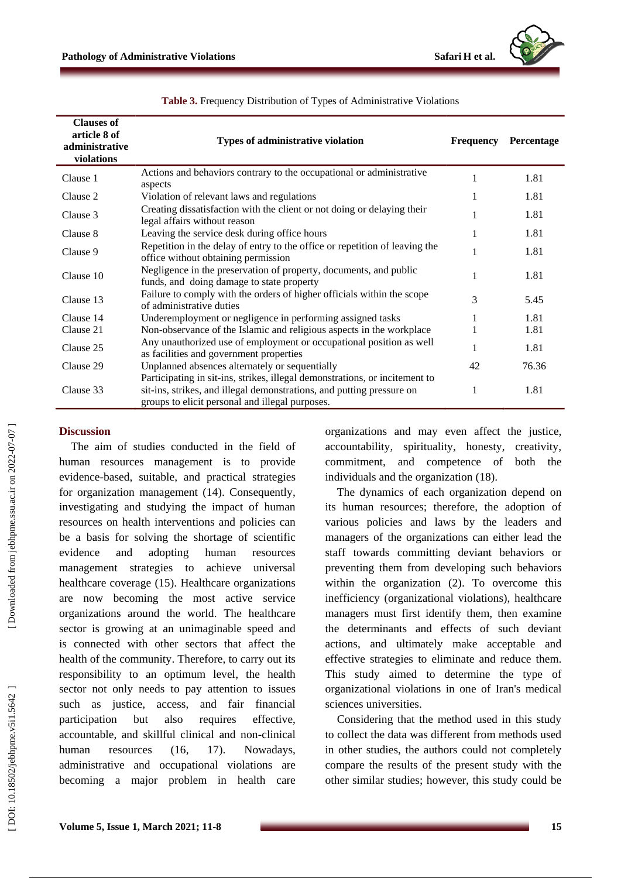**Table 3.** Frequency Distribution of Types of Administrative Violations

| Clauses of article 8 of administrative violations | Types of administrative violation | Frequency | Percentage |
|---|---|---|---|
| Clause 1 | Actions and behaviors contrary to the occupational or administrative aspects | 1 | 1.81 |
| Clause 2 | Violation of relevant laws and regulations | 1 | 1.81 |
| Clause 3 | Creating dissatisfaction with the client or not doing or delaying their legal affairs without reason | 1 | 1.81 |
| Clause 8 | Leaving the service desk during office hours | 1 | 1.81 |
| Clause 9 | Repetition in the delay of entry to the office or repetition of leaving the office without obtaining permission | 1 | 1.81 |
| Clause 10 | Negligence in the preservation of property, documents, and public funds, and doing damage to state property | 1 | 1.81 |
| Clause 13 | Failure to comply with the orders of higher officials within the scope of administrative duties | 3 | 5.45 |
| Clause 14 | Underemployment or negligence in performing assigned tasks | 1 | 1.81 |
| Clause 21 | Non-observance of the Islamic and religious aspects in the workplace | 1 | 1.81 |
| Clause 25 | Any unauthorized use of employment or occupational position as well as facilities and government properties | 1 | 1.81 |
| Clause 29 | Unplanned absences alternately or sequentially | 42 | 76.36 |
| Clause 33 | Participating in sit-ins, strikes, illegal demonstrations, or incitement to sit-ins, strikes, and illegal demonstrations, and putting pressure on groups to elicit personal and illegal purposes. | 1 | 1.81 |

## Discussion

The aim of studies conducted in the field of human resources management is to provide evidence-based, suitable, and practical strategies for organization management (14). Consequently, investigating and studying the impact of human resources on health interventions and policies can be a basis for solving the shortage of scientific evidence and adopting human resources management strategies to achieve universal healthcare coverage (15). Healthcare organizations are now becoming the most active service organizations around the world. The healthcare sector is growing at an unimaginable speed and is connected with other sectors that affect the health of the community. Therefore, to carry out its responsibility to an optimum level, the health sector not only needs to pay attention to issues such as justice, access, and fair financial participation but also requires effective, accountable, and skillful clinical and non-clinical human resources (16, 17). Nowadays, administrative and occupational violations are becoming a major problem in health care organizations and may even affect the justice, accountability, spirituality, honesty, creativity, commitment, and competence of both the individuals and the organization (18).

The dynamics of each organization depend on its human resources; therefore, the adoption of various policies and laws by the leaders and managers of the organizations can either lead the staff towards committing deviant behaviors or preventing them from developing such behaviors within the organization (2). To overcome this inefficiency (organizational violations), healthcare managers must first identify them, then examine the determinants and effects of such deviant actions, and ultimately make acceptable and effective strategies to eliminate and reduce them. This study aimed to determine the type of organizational violations in one of Iran's medical sciences universities.

Considering that the method used in this study to collect the data was different from methods used in other studies, the authors could not completely compare the results of the present study with the other similar studies; however, this study could be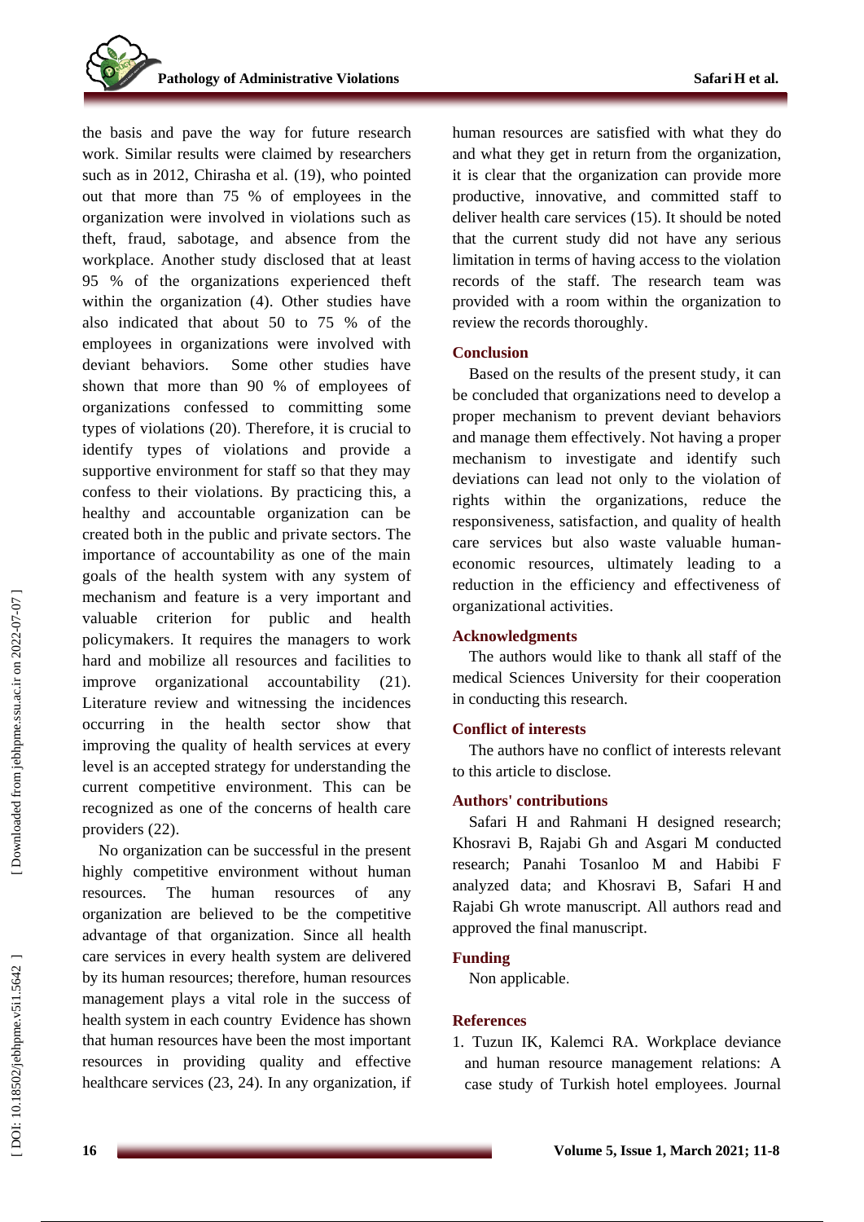the basis and pave the way for future research work. Similar results were claimed by researchers such as in 2012, Chirasha et al. (19), who pointed out that more than 75 % of employees in the organization were involved in violations such as theft, fraud, sabotage, and absence from the workplace. Another study disclosed that at least 95 % of the organizations experienced theft within the organization (4). Other studies have also indicated that about 50 to 75 % of the employees in organizations were involved with deviant behaviors. Some other studies have shown that more than 90 % of employees of organizations confessed to committing some types of violations (20). Therefore, it is crucial to identify types of violations and provide a supportive environment for staff so that they may confess to their violations. By practicing this, a healthy and accountable organization can be created both in the public and private sectors. The importance of accountability as one of the main goals of the health system with any system of mechanism and feature is a very important and valuable criterion for public and health policymakers. It requires the managers to work hard and mobilize all resources and facilities to improve organizational accountability (21). Literature review and witnessing the incidences occurring in the health sector show that improving the quality of health services at every level is an accepted strategy for understanding the current competitive environment. This can be recognized as one of the concerns of health care providers (22).

No organization can be successful in the present highly competitive environment without human resources. The human resources of any organization are believed to be the competitive advantage of that organization. Since all health care services in every health system are delivered by its human resources; therefore, human resources management plays a vital role in the success of health system in each country Evidence has shown that human resources have been the most important resources in providing quality and effective healthcare services (23, 24). In any organization, if human resources are satisfied with what they do and what they get in return from the organization, it is clear that the organization can provide more productive, innovative, and committed staff to deliver health care services (15). It should be noted that the current study did not have any serious limitation in terms of having access to the violation records of the staff. The research team was provided with a room within the organization to review the records thoroughly.

## Conclusion

Based on the results of the present study, it can be concluded that organizations need to develop a proper mechanism to prevent deviant behaviors and manage them effectively. Not having a proper mechanism to investigate and identify such deviations can lead not only to the violation of rights within the organizations, reduce the responsiveness, satisfaction, and quality of health care services but also waste valuable human-economic resources, ultimately leading to a reduction in the efficiency and effectiveness of organizational activities.

## Acknowledgments

The authors would like to thank all staff of the medical Sciences University for their cooperation in conducting this research.

## Conflict of interests

The authors have no conflict of interests relevant to this article to disclose.

## Authors' contributions

Safari H and Rahmani H designed research; Khosravi B, Rajabi Gh and Asgari M conducted research; Panahi Tosanloo M and Habibi F analyzed data; and Khosravi B, Safari H and Rajabi Gh wrote manuscript. All authors read and approved the final manuscript.

## Funding

Non applicable.

## References

1. Tuzun IK, Kalemci RA. Workplace deviance and human resource management relations: A case study of Turkish hotel employees. Journal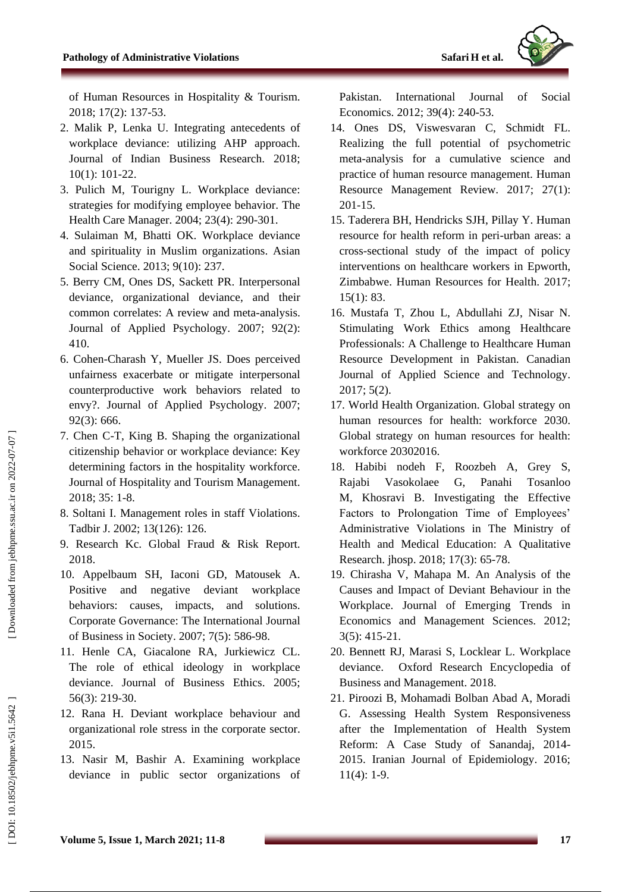of Human Resources in Hospitality & Tourism. 2018; 17(2): 137-53.

2. Malik P, Lenka U. Integrating antecedents of workplace deviance: utilizing AHP approach. Journal of Indian Business Research. 2018; 10(1): 101-22.
3. Pulich M, Tourigny L. Workplace deviance: strategies for modifying employee behavior. The Health Care Manager. 2004; 23(4): 290-301.
4. Sulaiman M, Bhatti OK. Workplace deviance and spirituality in Muslim organizations. Asian Social Science. 2013; 9(10): 237.
5. Berry CM, Ones DS, Sackett PR. Interpersonal deviance, organizational deviance, and their common correlates: A review and meta-analysis. Journal of Applied Psychology. 2007; 92(2): 410.
6. Cohen-Charash Y, Mueller JS. Does perceived unfairness exacerbate or mitigate interpersonal counterproductive work behaviors related to envy?. Journal of Applied Psychology. 2007; 92(3): 666.
7. Chen C-T, King B. Shaping the organizational citizenship behavior or workplace deviance: Key determining factors in the hospitality workforce. Journal of Hospitality and Tourism Management. 2018; 35: 1-8.
8. Soltani I. Management roles in staff Violations. Tadbir J. 2002; 13(126): 126.
9. Research Kc. Global Fraud & Risk Report. 2018.
10. Appelbaum SH, Iaconi GD, Matousek A. Positive and negative deviant workplace behaviors: causes, impacts, and solutions. Corporate Governance: The International Journal of Business in Society. 2007; 7(5): 586-98.
11. Henle CA, Giacalone RA, Jurkiewicz CL. The role of ethical ideology in workplace deviance. Journal of Business Ethics. 2005; 56(3): 219-30.
12. Rana H. Deviant workplace behaviour and organizational role stress in the corporate sector. 2015.
13. Nasir M, Bashir A. Examining workplace deviance in public sector organizations of Pakistan. International Journal of Social Economics. 2012; 39(4): 240-53.
14. Ones DS, Viswesvaran C, Schmidt FL. Realizing the full potential of psychometric meta-analysis for a cumulative science and practice of human resource management. Human Resource Management Review. 2017; 27(1): 201-15.
15. Taderera BH, Hendricks SJH, Pillay Y. Human resource for health reform in peri-urban areas: a cross-sectional study of the impact of policy interventions on healthcare workers in Epworth, Zimbabwe. Human Resources for Health. 2017; 15(1): 83.
16. Mustafa T, Zhou L, Abdullahi ZJ, Nisar N. Stimulating Work Ethics among Healthcare Professionals: A Challenge to Healthcare Human Resource Development in Pakistan. Canadian Journal of Applied Science and Technology. 2017; 5(2).
17. World Health Organization. Global strategy on human resources for health: workforce 2030. Global strategy on human resources for health: workforce 20302016.
18. Habibi nodeh F, Roozbeh A, Grey S, Rajabi Vasokolaee G, Panahi Tosanloo M, Khosravi B. Investigating the Effective Factors to Prolongation Time of Employees' Administrative Violations in The Ministry of Health and Medical Education: A Qualitative Research. jhosp. 2018; 17(3): 65-78.
19. Chirasha V, Mahapa M. An Analysis of the Causes and Impact of Deviant Behaviour in the Workplace. Journal of Emerging Trends in Economics and Management Sciences. 2012; 3(5): 415-21.
20. Bennett RJ, Marasi S, Locklear L. Workplace deviance. Oxford Research Encyclopedia of Business and Management. 2018.
21. Piroozi B, Mohamadi Bolban Abad A, Moradi G. Assessing Health System Responsiveness after the Implementation of Health System Reform: A Case Study of Sanandaj, 2014-2015. Iranian Journal of Epidemiology. 2016; 11(4): 1-9.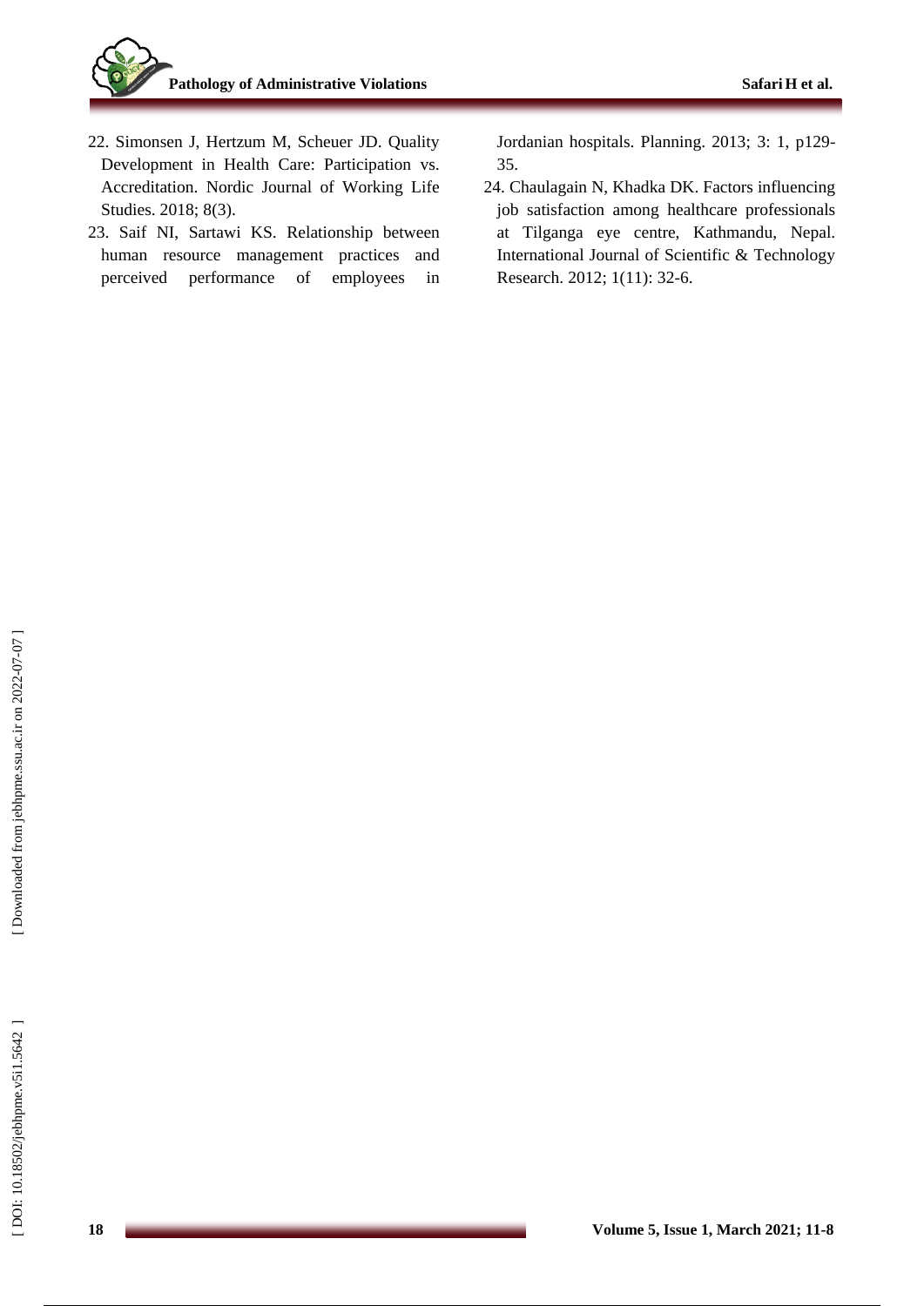22. Simonsen J, Hertzum M, Scheuer JD. Quality Development in Health Care: Participation vs. Accreditation. Nordic Journal of Working Life Studies. 2018; 8(3).
23. Saif NI, Sartawi KS. Relationship between human resource management practices and perceived performance of employees in Jordanian hospitals. Planning. 2013; 3: 1, p129-35.
24. Chaulagain N, Khadka DK. Factors influencing job satisfaction among healthcare professionals at Tilganga eye centre, Kathmandu, Nepal. International Journal of Scientific & Technology Research. 2012; 1(11): 32-6.